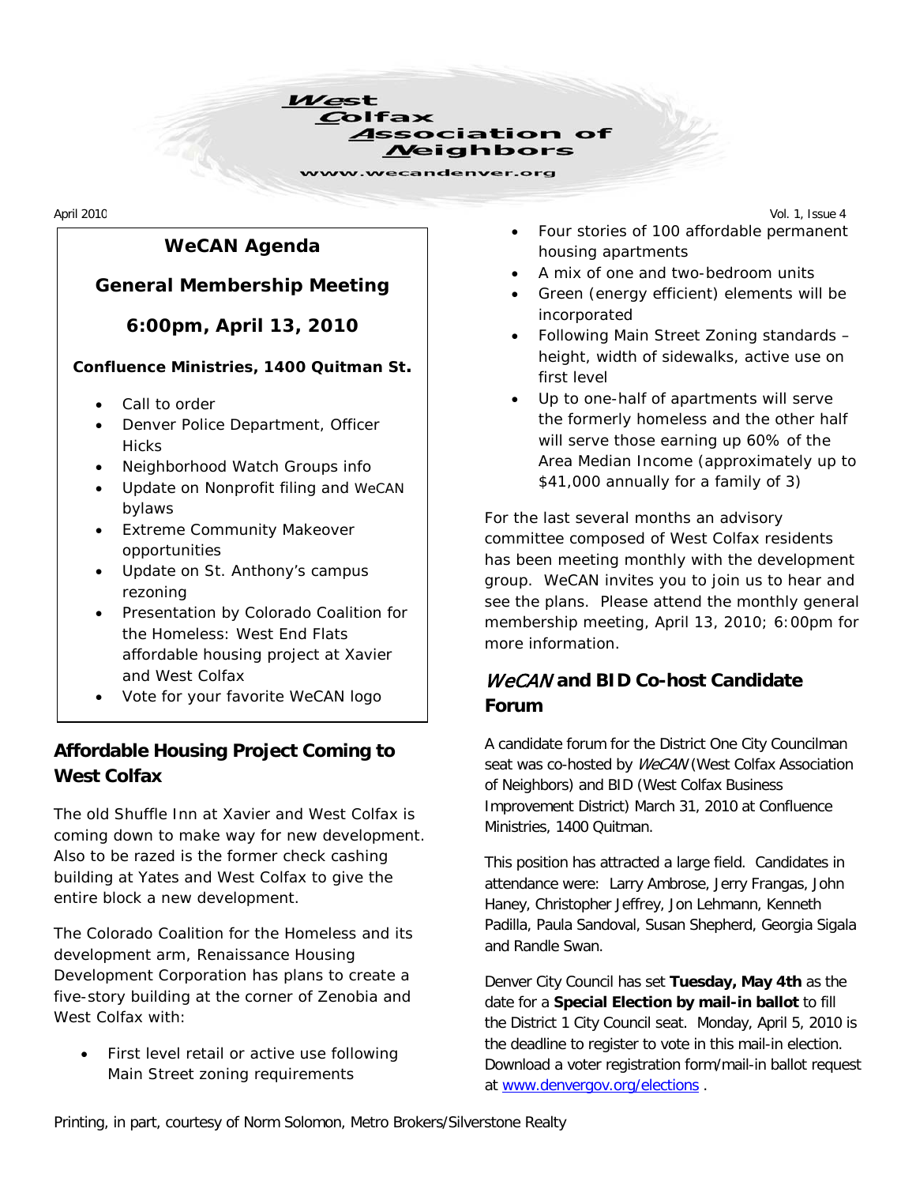# West Colfax Association of Neighbors

www.wecandenver.org

April 2010

Vol. 1, Issue 4

**WeCAN Agenda**

**General Membership Meeting**

**6:00pm, April 13, 2010**

**Confluence Ministries, 1400 Quitman St.**

- Call to order
- Denver Police Department, Officer Hicks
- Neighborhood Watch Groups info
- Update on Nonprofit filing and WeCAN bylaws
- Extreme Community Makeover opportunities
- Update on St. Anthony's campus rezoning
- Presentation by Colorado Coalition for the Homeless: West End Flats affordable housing project at Xavier and West Colfax
- Vote for your favorite WeCAN logo

## Affordable Housing Project Coming to West Colfax

The old Shuffle Inn at Xavier and West Colfax is coming down to make way for new development. Also to be razed is the former check cashing building at Yates and West Colfax to give the entire block a new development.

The Colorado Coalition for the Homeless and its development arm, Renaissance Housing Development Corporation has plans to create a five-story building at the corner of Zenobia and West Colfax with:

- First level retail or active use following Main Street zoning requirements
- Four stories of 100 affordable permanent housing apartments
- A mix of one and two-bedroom units
- Green (energy efficient) elements will be incorporated
- Following Main Street Zoning standards – height, width of sidewalks, active use on first level
- Up to one-half of apartments will serve the formerly homeless and the other half will serve those earning up 60% of the Area Median Income (approximately up to $41,000 annually for a family of 3)

For the last several months an advisory committee composed of West Colfax residents has been meeting monthly with the development group. WeCAN invites you to join us to hear and see the plans. Please attend the monthly general membership meeting, April 13, 2010; 6:00pm for more information.

## *WeCAN* and BID Co-host Candidate Forum

A candidate forum for the District One City Councilman seat was co-hosted by *WeCAN* (West Colfax Association of Neighbors) and BID (West Colfax Business Improvement District) March 31, 2010 at Confluence Ministries, 1400 Quitman.

This position has attracted a large field. Candidates in attendance were: Larry Ambrose, Jerry Frangas, John Haney, Christopher Jeffrey, Jon Lehmann, Kenneth Padilla, Paula Sandoval, Susan Shepherd, Georgia Sigala and Randle Swan.

Denver City Council has set **Tuesday, May 4th** as the date for a **Special Election by mail-in ballot** to fill the District 1 City Council seat. Monday, April 5, 2010 is the deadline to register to vote in this mail-in election. Download a voter registration form/mail-in ballot request at www.denvergov.org/elections .

Printing, in part, courtesy of Norm Solomon, Metro Brokers/Silverstone Realty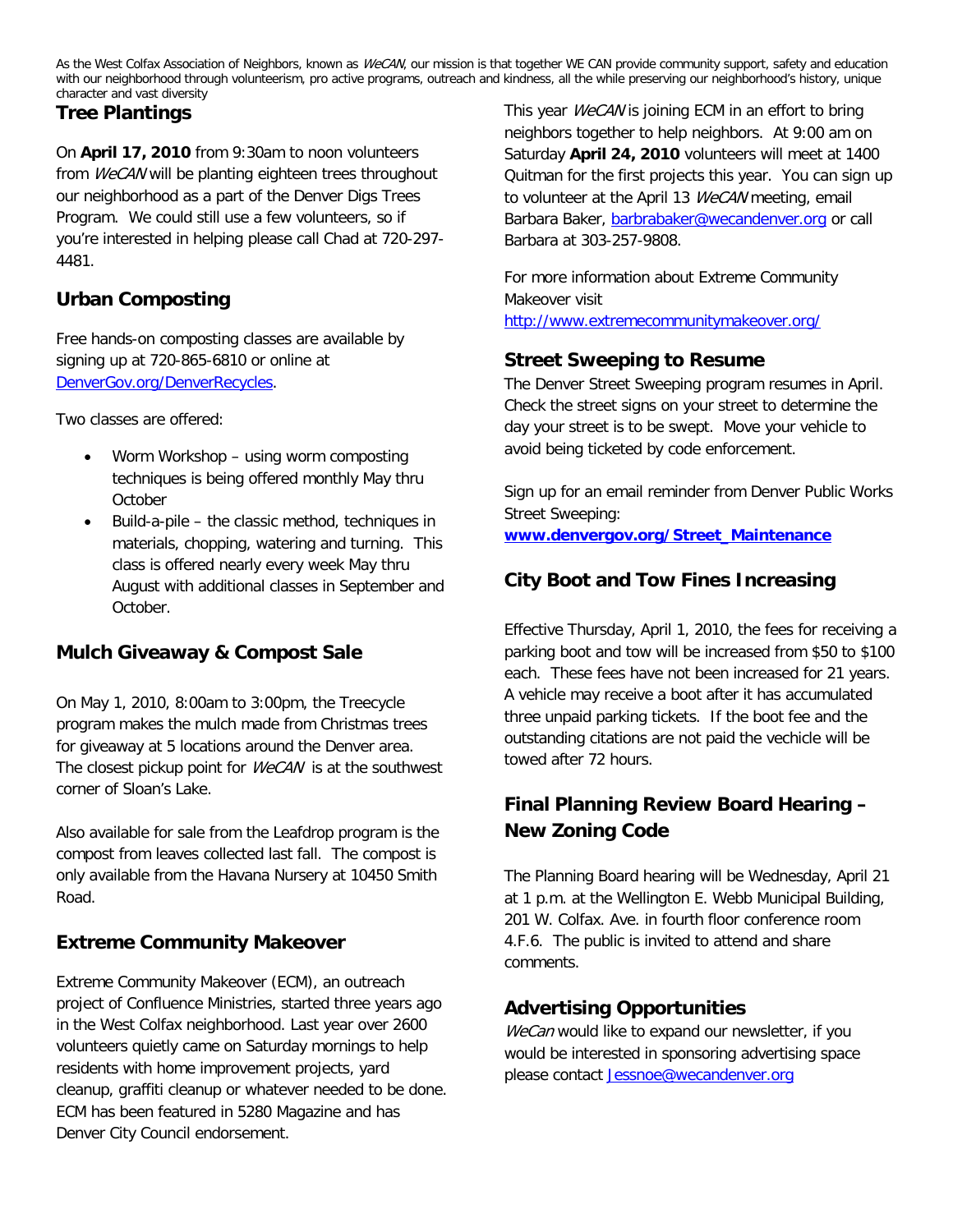As the West Colfax Association of Neighbors, known as *WeCAN*, our mission is that together WE CAN provide community support, safety and education with our neighborhood through volunteerism, pro active programs, outreach and kindness, all the while preserving our neighborhood's history, unique character and vast diversity

## Tree Plantings

On **April 17, 2010** from 9:30am to noon volunteers from *WeCAN* will be planting eighteen trees throughout our neighborhood as a part of the Denver Digs Trees Program. We could still use a few volunteers, so if you're interested in helping please call Chad at 720-297-4481.

## Urban Composting

Free hands-on composting classes are available by signing up at 720-865-6810 or online at DenverGov.org/DenverRecycles.

Two classes are offered:

- Worm Workshop – using worm composting techniques is being offered monthly May thru October
- Build-a-pile – the classic method, techniques in materials, chopping, watering and turning. This class is offered nearly every week May thru August with additional classes in September and October.

## Mulch Giveaway & Compost Sale

On May 1, 2010, 8:00am to 3:00pm, the Treecycle program makes the mulch made from Christmas trees for giveaway at 5 locations around the Denver area. The closest pickup point for *WeCAN* is at the southwest corner of Sloan's Lake.

Also available for sale from the Leafdrop program is the compost from leaves collected last fall. The compost is only available from the Havana Nursery at 10450 Smith Road.

## Extreme Community Makeover

Extreme Community Makeover (ECM), an outreach project of Confluence Ministries, started three years ago in the West Colfax neighborhood. Last year over 2600 volunteers quietly came on Saturday mornings to help residents with home improvement projects, yard cleanup, graffiti cleanup or whatever needed to be done. ECM has been featured in 5280 Magazine and has Denver City Council endorsement.

This year *WeCAN* is joining ECM in an effort to bring neighbors together to help neighbors. At 9:00 am on Saturday **April 24, 2010** volunteers will meet at 1400 Quitman for the first projects this year. You can sign up to volunteer at the April 13 *WeCAN* meeting, email Barbara Baker, barbrabaker@wecandenver.org or call Barbara at 303-257-9808.

For more information about Extreme Community Makeover visit http://www.extremecommunitymakeover.org/

## Street Sweeping to Resume

The Denver Street Sweeping program resumes in April. Check the street signs on your street to determine the day your street is to be swept. Move your vehicle to avoid being ticketed by code enforcement.

Sign up for an email reminder from Denver Public Works Street Sweeping: **www.denvergov.org/Street_Maintenance**

## City Boot and Tow Fines Increasing

Effective Thursday, April 1, 2010, the fees for receiving a parking boot and tow will be increased from $50 to $100 each. These fees have not been increased for 21 years. A vehicle may receive a boot after it has accumulated three unpaid parking tickets. If the boot fee and the outstanding citations are not paid the vechicle will be towed after 72 hours.

## Final Planning Review Board Hearing – New Zoning Code

The Planning Board hearing will be Wednesday, April 21 at 1 p.m. at the Wellington E. Webb Municipal Building, 201 W. Colfax. Ave. in fourth floor conference room 4.F.6. The public is invited to attend and share comments.

## Advertising Opportunities

*WeCan* would like to expand our newsletter, if you would be interested in sponsoring advertising space please contact Jessnoe@wecandenver.org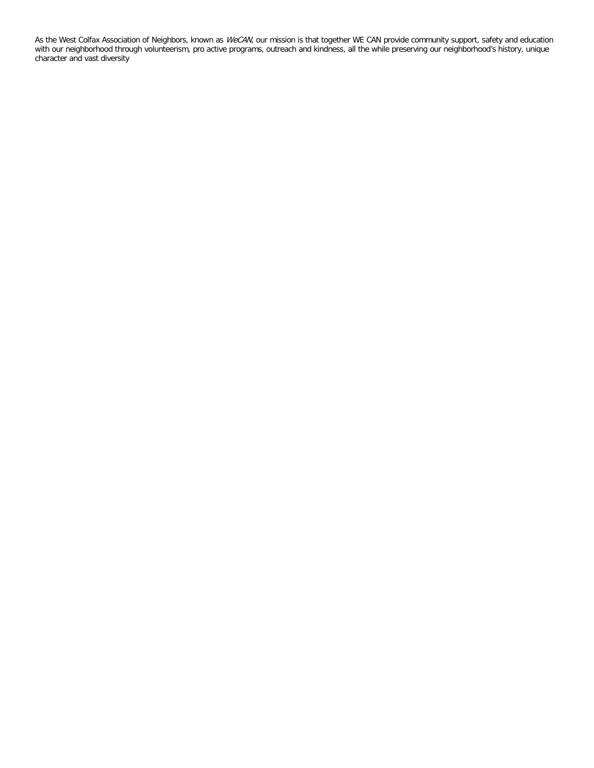As the West Colfax Association of Neighbors, known as *WeCAN*, our mission is that together WE CAN provide community support, safety and education with our neighborhood through volunteerism, pro active programs, outreach and kindness, all the while preserving our neighborhood's history, unique character and vast diversity